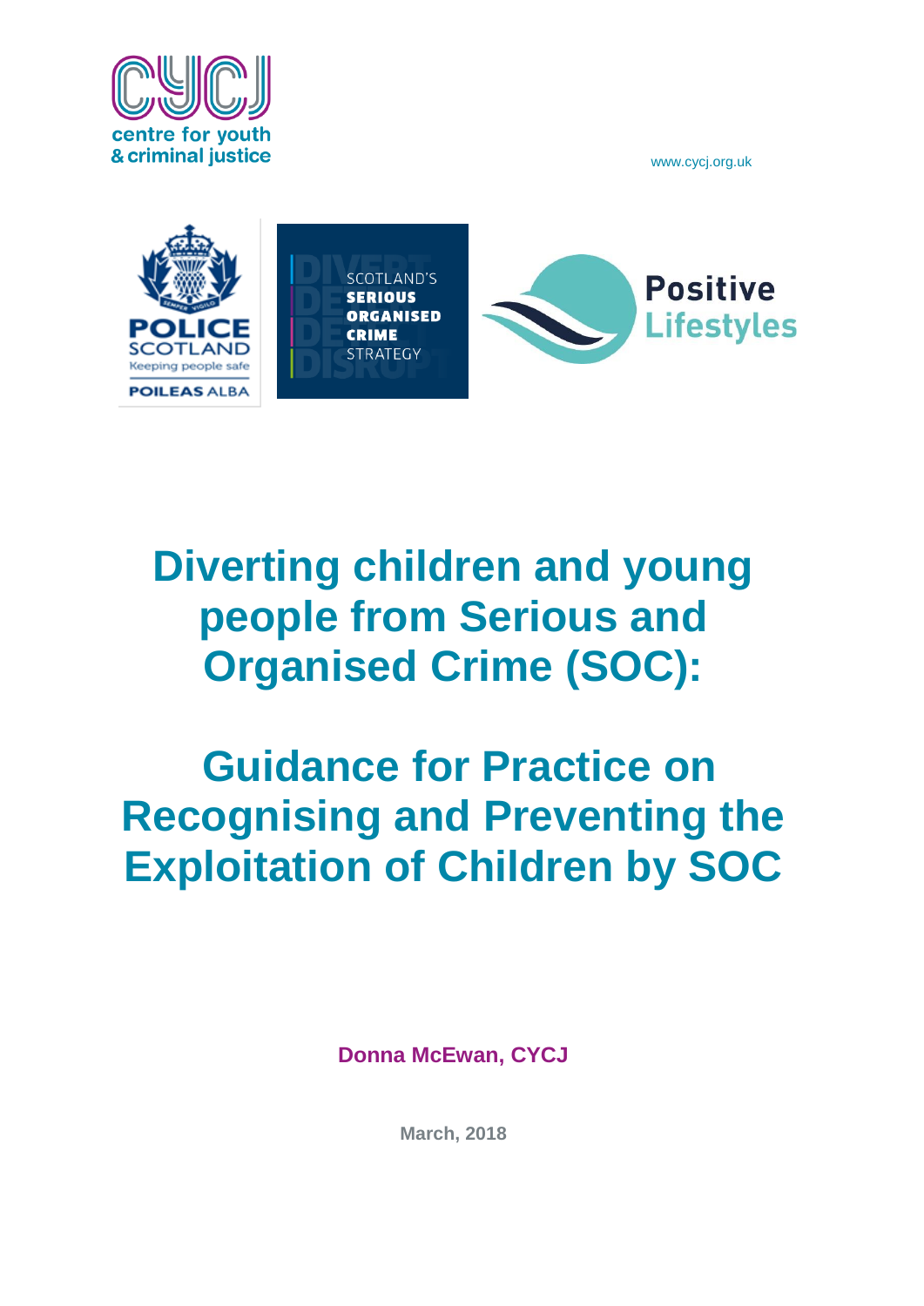centre for youth
& criminal justice

www.cycj.org.uk

# Diverting children and young people from Serious and Organised Crime (SOC):

# Guidance for Practice on Recognising and Preventing the Exploitation of Children by SOC

**Donna McEwan, CYCJ**

**March, 2018**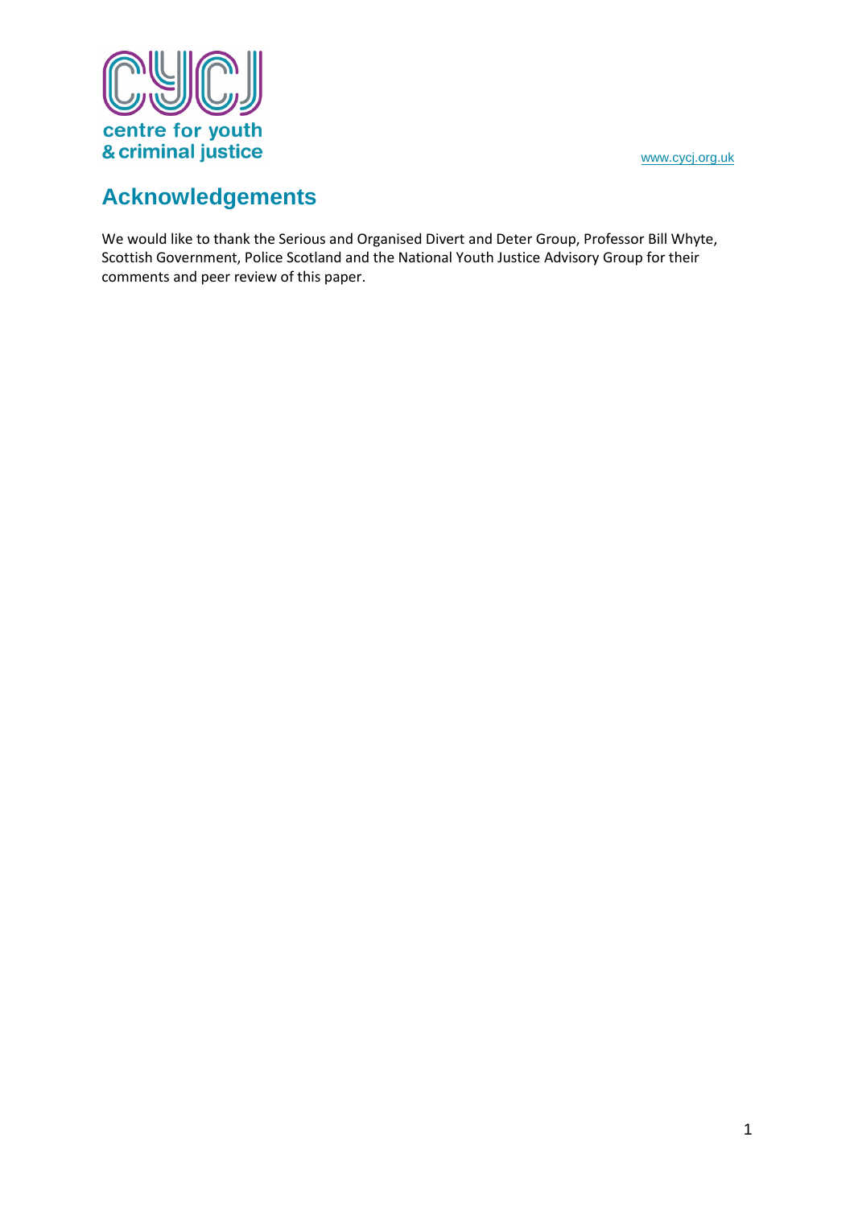## Acknowledgements

We would like to thank the Serious and Organised Divert and Deter Group, Professor Bill Whyte, Scottish Government, Police Scotland and the National Youth Justice Advisory Group for their comments and peer review of this paper.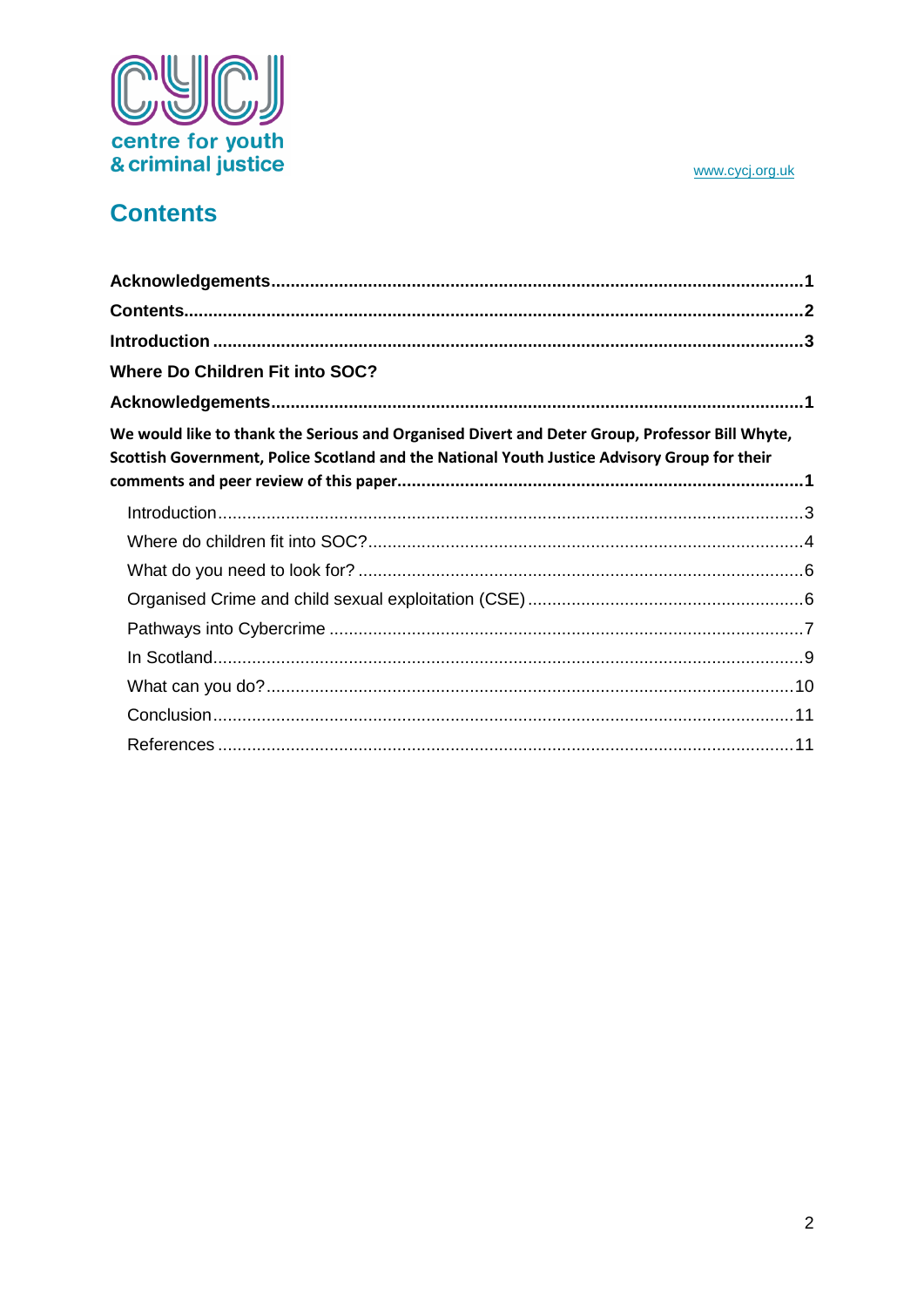# Contents

**Acknowledgements......................................................................................................1**

**Contents.....................................................................................................................2**

**Introduction ...............................................................................................................3**

**Where Do Children Fit into SOC?**

**Acknowledgements......................................................................................................1**

**We would like to thank the Serious and Organised Divert and Deter Group, Professor Bill Whyte, Scottish Government, Police Scotland and the National Youth Justice Advisory Group for their comments and peer review of this paper.............................................................................1**

- Introduction.............................................................................................................3
- Where do children fit into SOC?..............................................................................4
- What do you need to look for? ................................................................................6
- Organised Crime and child sexual exploitation (CSE) ............................................6
- Pathways into Cybercrime ......................................................................................7
- In Scotland..............................................................................................................9
- What can you do?..................................................................................................10
- Conclusion.............................................................................................................11
- References ............................................................................................................11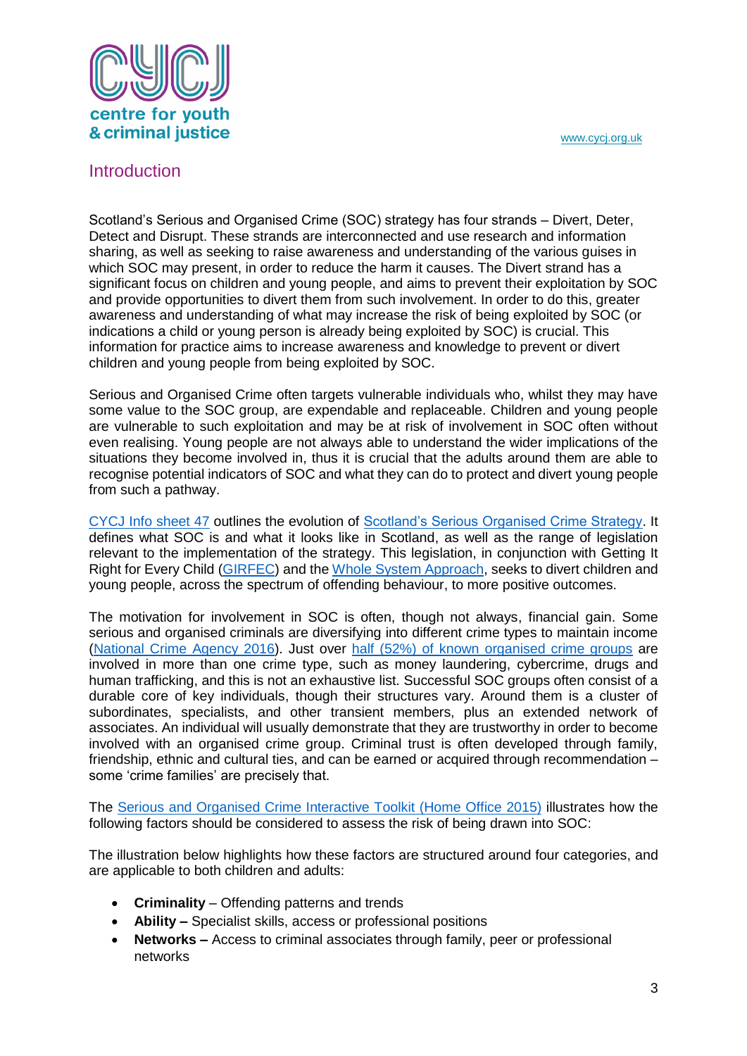## Introduction

Scotland's Serious and Organised Crime (SOC) strategy has four strands – Divert, Deter, Detect and Disrupt. These strands are interconnected and use research and information sharing, as well as seeking to raise awareness and understanding of the various guises in which SOC may present, in order to reduce the harm it causes. The Divert strand has a significant focus on children and young people, and aims to prevent their exploitation by SOC and provide opportunities to divert them from such involvement. In order to do this, greater awareness and understanding of what may increase the risk of being exploited by SOC (or indications a child or young person is already being exploited by SOC) is crucial. This information for practice aims to increase awareness and knowledge to prevent or divert children and young people from being exploited by SOC.

Serious and Organised Crime often targets vulnerable individuals who, whilst they may have some value to the SOC group, are expendable and replaceable. Children and young people are vulnerable to such exploitation and may be at risk of involvement in SOC often without even realising. Young people are not always able to understand the wider implications of the situations they become involved in, thus it is crucial that the adults around them are able to recognise potential indicators of SOC and what they can do to protect and divert young people from such a pathway.

CYCJ Info sheet 47 outlines the evolution of Scotland's Serious Organised Crime Strategy. It defines what SOC is and what it looks like in Scotland, as well as the range of legislation relevant to the implementation of the strategy. This legislation, in conjunction with Getting It Right for Every Child (GIRFEC) and the Whole System Approach, seeks to divert children and young people, across the spectrum of offending behaviour, to more positive outcomes.

The motivation for involvement in SOC is often, though not always, financial gain. Some serious and organised criminals are diversifying into different crime types to maintain income (National Crime Agency 2016). Just over half (52%) of known organised crime groups are involved in more than one crime type, such as money laundering, cybercrime, drugs and human trafficking, and this is not an exhaustive list. Successful SOC groups often consist of a durable core of key individuals, though their structures vary. Around them is a cluster of subordinates, specialists, and other transient members, plus an extended network of associates. An individual will usually demonstrate that they are trustworthy in order to become involved with an organised crime group. Criminal trust is often developed through family, friendship, ethnic and cultural ties, and can be earned or acquired through recommendation – some 'crime families' are precisely that.

The Serious and Organised Crime Interactive Toolkit (Home Office 2015) illustrates how the following factors should be considered to assess the risk of being drawn into SOC:

The illustration below highlights how these factors are structured around four categories, and are applicable to both children and adults:

- **Criminality** – Offending patterns and trends
- **Ability –** Specialist skills, access or professional positions
- **Networks –** Access to criminal associates through family, peer or professional networks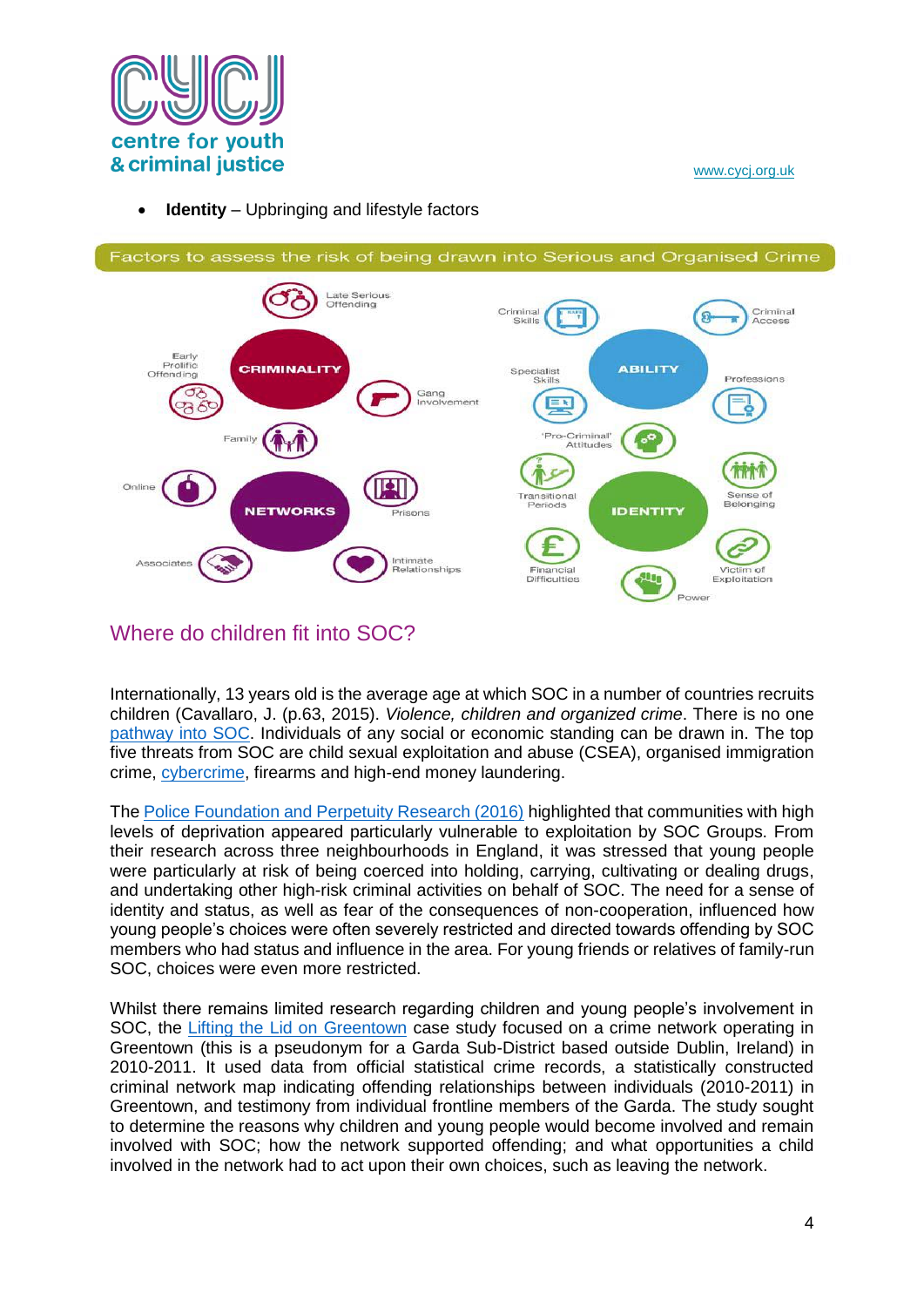- **Identity** – Upbringing and lifestyle factors

Factors to assess the risk of being drawn into Serious and Organised Crime

CRIMINALITY: Late Serious Offending; Early Prolific Offending; Gang Involvement; Family

NETWORKS: Online; Prisons; Associates; Intimate Relationships

ABILITY: Criminal Skills; Criminal Access; Specialist Skills; Professions; 'Pro-Criminal' Attitudes

IDENTITY: Transitional Periods; Sense of Belonging; Financial Difficulties; Victim of Exploitation; Power

## Where do children fit into SOC?

Internationally, 13 years old is the average age at which SOC in a number of countries recruits children (Cavallaro, J. (p.63, 2015). *Violence, children and organized crime*. There is no one pathway into SOC. Individuals of any social or economic standing can be drawn in. The top five threats from SOC are child sexual exploitation and abuse (CSEA), organised immigration crime, cybercrime, firearms and high-end money laundering.

The Police Foundation and Perpetuity Research (2016) highlighted that communities with high levels of deprivation appeared particularly vulnerable to exploitation by SOC Groups. From their research across three neighbourhoods in England, it was stressed that young people were particularly at risk of being coerced into holding, carrying, cultivating or dealing drugs, and undertaking other high-risk criminal activities on behalf of SOC. The need for a sense of identity and status, as well as fear of the consequences of non-cooperation, influenced how young people's choices were often severely restricted and directed towards offending by SOC members who had status and influence in the area. For young friends or relatives of family-run SOC, choices were even more restricted.

Whilst there remains limited research regarding children and young people's involvement in SOC, the Lifting the Lid on Greentown case study focused on a crime network operating in Greentown (this is a pseudonym for a Garda Sub-District based outside Dublin, Ireland) in 2010-2011. It used data from official statistical crime records, a statistically constructed criminal network map indicating offending relationships between individuals (2010-2011) in Greentown, and testimony from individual frontline members of the Garda. The study sought to determine the reasons why children and young people would become involved and remain involved with SOC; how the network supported offending; and what opportunities a child involved in the network had to act upon their own choices, such as leaving the network.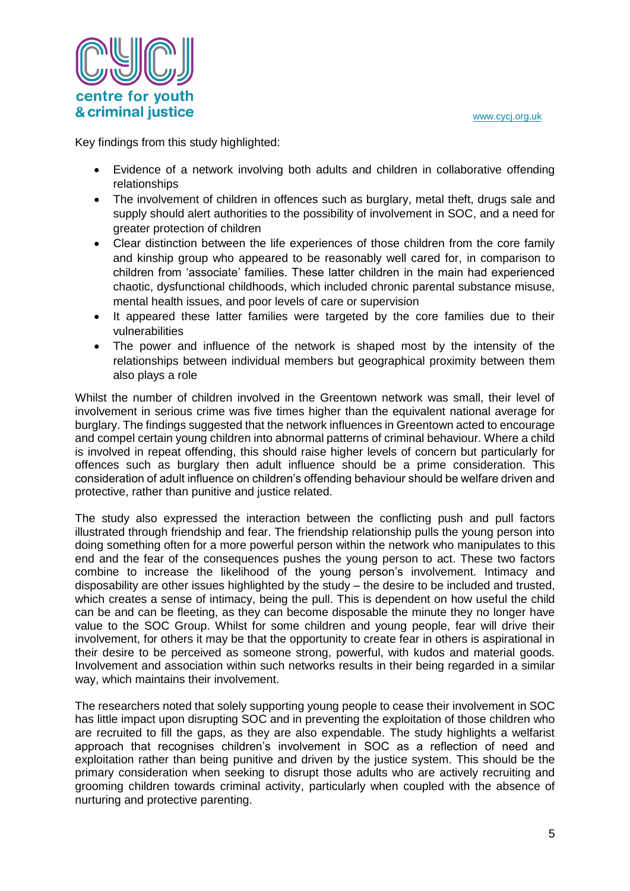Key findings from this study highlighted:

- Evidence of a network involving both adults and children in collaborative offending relationships
- The involvement of children in offences such as burglary, metal theft, drugs sale and supply should alert authorities to the possibility of involvement in SOC, and a need for greater protection of children
- Clear distinction between the life experiences of those children from the core family and kinship group who appeared to be reasonably well cared for, in comparison to children from 'associate' families. These latter children in the main had experienced chaotic, dysfunctional childhoods, which included chronic parental substance misuse, mental health issues, and poor levels of care or supervision
- It appeared these latter families were targeted by the core families due to their vulnerabilities
- The power and influence of the network is shaped most by the intensity of the relationships between individual members but geographical proximity between them also plays a role

Whilst the number of children involved in the Greentown network was small, their level of involvement in serious crime was five times higher than the equivalent national average for burglary. The findings suggested that the network influences in Greentown acted to encourage and compel certain young children into abnormal patterns of criminal behaviour. Where a child is involved in repeat offending, this should raise higher levels of concern but particularly for offences such as burglary then adult influence should be a prime consideration. This consideration of adult influence on children's offending behaviour should be welfare driven and protective, rather than punitive and justice related.

The study also expressed the interaction between the conflicting push and pull factors illustrated through friendship and fear. The friendship relationship pulls the young person into doing something often for a more powerful person within the network who manipulates to this end and the fear of the consequences pushes the young person to act. These two factors combine to increase the likelihood of the young person's involvement. Intimacy and disposability are other issues highlighted by the study – the desire to be included and trusted, which creates a sense of intimacy, being the pull. This is dependent on how useful the child can be and can be fleeting, as they can become disposable the minute they no longer have value to the SOC Group. Whilst for some children and young people, fear will drive their involvement, for others it may be that the opportunity to create fear in others is aspirational in their desire to be perceived as someone strong, powerful, with kudos and material goods. Involvement and association within such networks results in their being regarded in a similar way, which maintains their involvement.

The researchers noted that solely supporting young people to cease their involvement in SOC has little impact upon disrupting SOC and in preventing the exploitation of those children who are recruited to fill the gaps, as they are also expendable. The study highlights a welfarist approach that recognises children's involvement in SOC as a reflection of need and exploitation rather than being punitive and driven by the justice system. This should be the primary consideration when seeking to disrupt those adults who are actively recruiting and grooming children towards criminal activity, particularly when coupled with the absence of nurturing and protective parenting.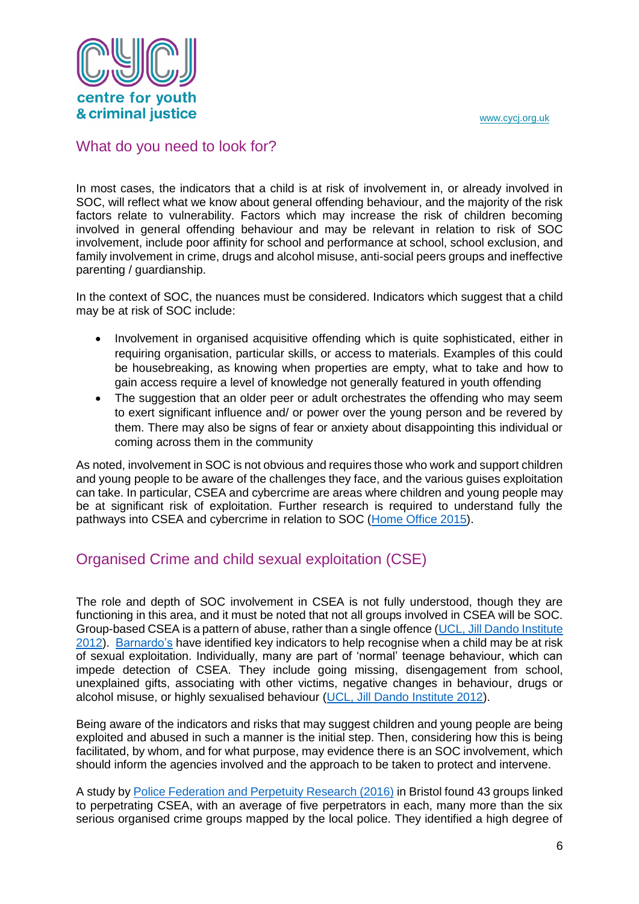## What do you need to look for?

In most cases, the indicators that a child is at risk of involvement in, or already involved in SOC, will reflect what we know about general offending behaviour, and the majority of the risk factors relate to vulnerability. Factors which may increase the risk of children becoming involved in general offending behaviour and may be relevant in relation to risk of SOC involvement, include poor affinity for school and performance at school, school exclusion, and family involvement in crime, drugs and alcohol misuse, anti-social peers groups and ineffective parenting / guardianship.

In the context of SOC, the nuances must be considered. Indicators which suggest that a child may be at risk of SOC include:

- Involvement in organised acquisitive offending which is quite sophisticated, either in requiring organisation, particular skills, or access to materials. Examples of this could be housebreaking, as knowing when properties are empty, what to take and how to gain access require a level of knowledge not generally featured in youth offending
- The suggestion that an older peer or adult orchestrates the offending who may seem to exert significant influence and/ or power over the young person and be revered by them. There may also be signs of fear or anxiety about disappointing this individual or coming across them in the community

As noted, involvement in SOC is not obvious and requires those who work and support children and young people to be aware of the challenges they face, and the various guises exploitation can take. In particular, CSEA and cybercrime are areas where children and young people may be at significant risk of exploitation. Further research is required to understand fully the pathways into CSEA and cybercrime in relation to SOC (Home Office 2015).

## Organised Crime and child sexual exploitation (CSE)

The role and depth of SOC involvement in CSEA is not fully understood, though they are functioning in this area, and it must be noted that not all groups involved in CSEA will be SOC. Group-based CSEA is a pattern of abuse, rather than a single offence (UCL, Jill Dando Institute 2012). Barnardo's have identified key indicators to help recognise when a child may be at risk of sexual exploitation. Individually, many are part of 'normal' teenage behaviour, which can impede detection of CSEA. They include going missing, disengagement from school, unexplained gifts, associating with other victims, negative changes in behaviour, drugs or alcohol misuse, or highly sexualised behaviour (UCL, Jill Dando Institute 2012).

Being aware of the indicators and risks that may suggest children and young people are being exploited and abused in such a manner is the initial step. Then, considering how this is being facilitated, by whom, and for what purpose, may evidence there is an SOC involvement, which should inform the agencies involved and the approach to be taken to protect and intervene.

A study by Police Federation and Perpetuity Research (2016) in Bristol found 43 groups linked to perpetrating CSEA, with an average of five perpetrators in each, many more than the six serious organised crime groups mapped by the local police. They identified a high degree of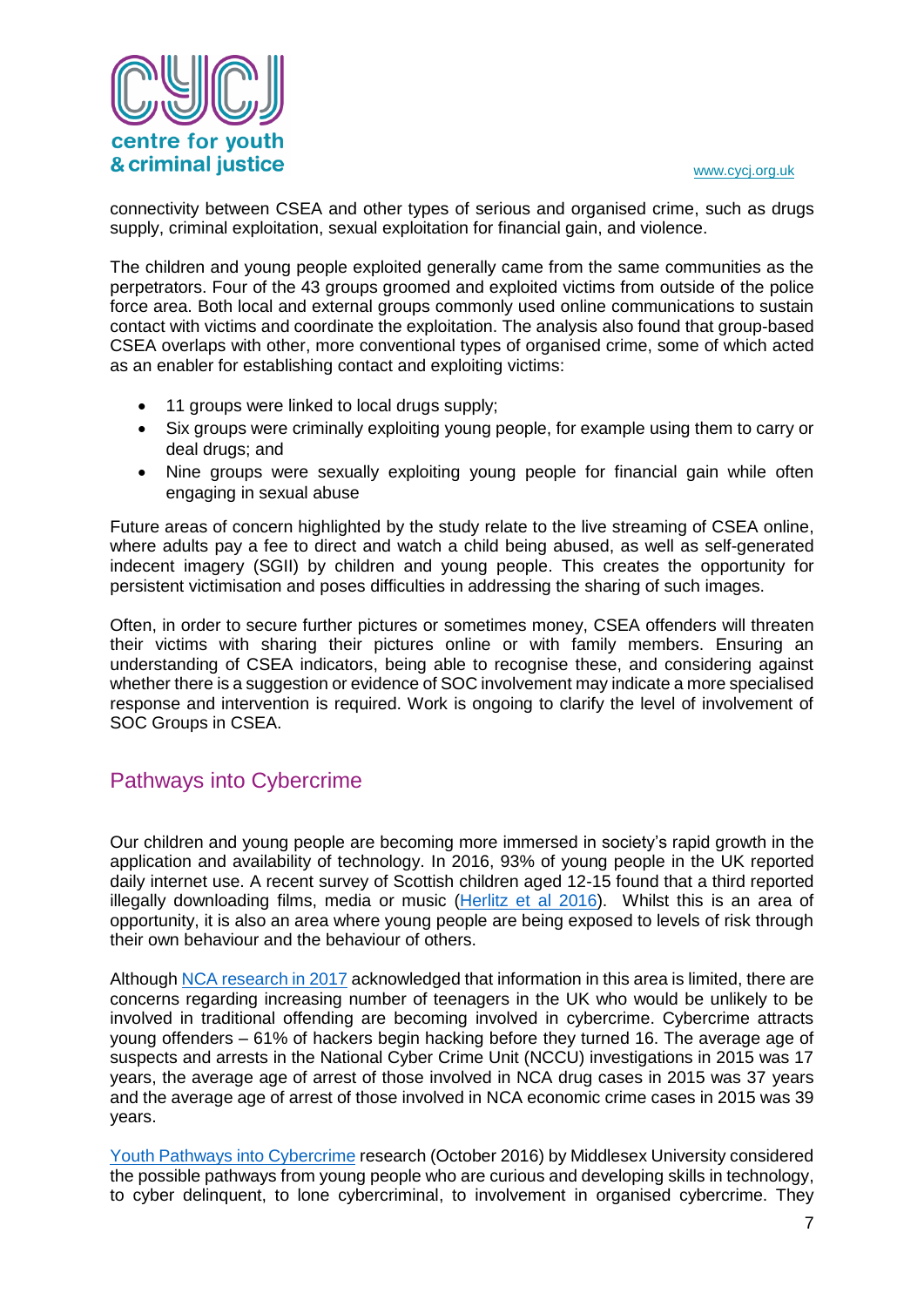connectivity between CSEA and other types of serious and organised crime, such as drugs supply, criminal exploitation, sexual exploitation for financial gain, and violence.

The children and young people exploited generally came from the same communities as the perpetrators. Four of the 43 groups groomed and exploited victims from outside of the police force area. Both local and external groups commonly used online communications to sustain contact with victims and coordinate the exploitation. The analysis also found that group-based CSEA overlaps with other, more conventional types of organised crime, some of which acted as an enabler for establishing contact and exploiting victims:

- 11 groups were linked to local drugs supply;
- Six groups were criminally exploiting young people, for example using them to carry or deal drugs; and
- Nine groups were sexually exploiting young people for financial gain while often engaging in sexual abuse

Future areas of concern highlighted by the study relate to the live streaming of CSEA online, where adults pay a fee to direct and watch a child being abused, as well as self-generated indecent imagery (SGII) by children and young people. This creates the opportunity for persistent victimisation and poses difficulties in addressing the sharing of such images.

Often, in order to secure further pictures or sometimes money, CSEA offenders will threaten their victims with sharing their pictures online or with family members. Ensuring an understanding of CSEA indicators, being able to recognise these, and considering against whether there is a suggestion or evidence of SOC involvement may indicate a more specialised response and intervention is required. Work is ongoing to clarify the level of involvement of SOC Groups in CSEA.

## Pathways into Cybercrime

Our children and young people are becoming more immersed in society's rapid growth in the application and availability of technology. In 2016, 93% of young people in the UK reported daily internet use. A recent survey of Scottish children aged 12-15 found that a third reported illegally downloading films, media or music (Herlitz et al 2016). Whilst this is an area of opportunity, it is also an area where young people are being exposed to levels of risk through their own behaviour and the behaviour of others.

Although NCA research in 2017 acknowledged that information in this area is limited, there are concerns regarding increasing number of teenagers in the UK who would be unlikely to be involved in traditional offending are becoming involved in cybercrime. Cybercrime attracts young offenders – 61% of hackers begin hacking before they turned 16. The average age of suspects and arrests in the National Cyber Crime Unit (NCCU) investigations in 2015 was 17 years, the average age of arrest of those involved in NCA drug cases in 2015 was 37 years and the average age of arrest of those involved in NCA economic crime cases in 2015 was 39 years.

Youth Pathways into Cybercrime research (October 2016) by Middlesex University considered the possible pathways from young people who are curious and developing skills in technology, to cyber delinquent, to lone cybercriminal, to involvement in organised cybercrime. They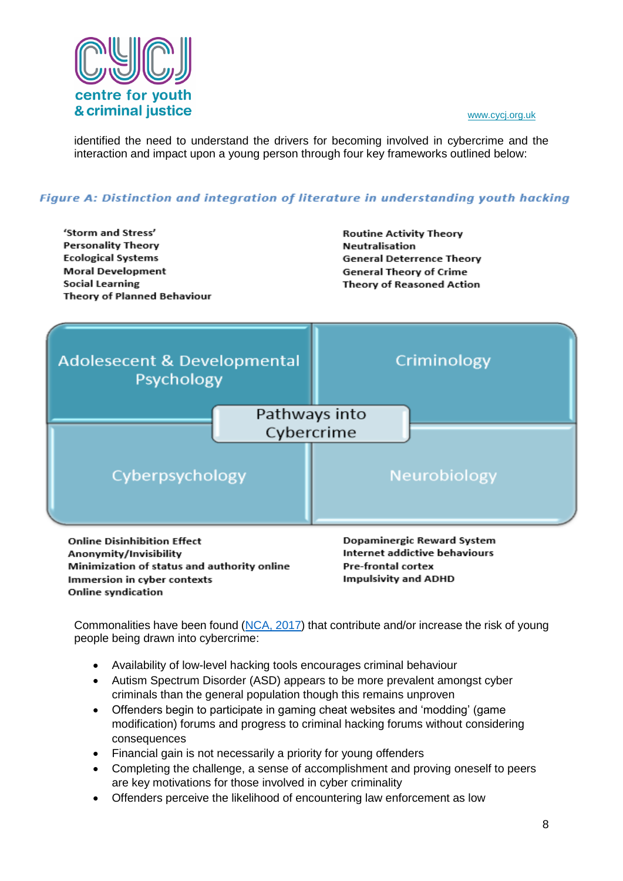identified the need to understand the drivers for becoming involved in cybercrime and the interaction and impact upon a young person through four key frameworks outlined below:

*Figure A: Distinction and integration of literature in understanding youth hacking*

**Adolesecent & Developmental Psychology**

- 'Storm and Stress'
- Personality Theory
- Ecological Systems
- Moral Development
- Social Learning
- Theory of Planned Behaviour

**Criminology**

- Routine Activity Theory
- Neutralisation
- General Deterrence Theory
- General Theory of Crime
- Theory of Reasoned Action

**Pathways into Cybercrime**

**Cyberpsychology**

- Online Disinhibition Effect
- Anonymity/Invisibility
- Minimization of status and authority online
- Immersion in cyber contexts
- Online syndication

**Neurobiology**

- Dopaminergic Reward System
- Internet addictive behaviours
- Pre-frontal cortex
- Impulsivity and ADHD

Commonalities have been found (NCA, 2017) that contribute and/or increase the risk of young people being drawn into cybercrime:

- Availability of low-level hacking tools encourages criminal behaviour
- Autism Spectrum Disorder (ASD) appears to be more prevalent amongst cyber criminals than the general population though this remains unproven
- Offenders begin to participate in gaming cheat websites and 'modding' (game modification) forums and progress to criminal hacking forums without considering consequences
- Financial gain is not necessarily a priority for young offenders
- Completing the challenge, a sense of accomplishment and proving oneself to peers are key motivations for those involved in cyber criminality
- Offenders perceive the likelihood of encountering law enforcement as low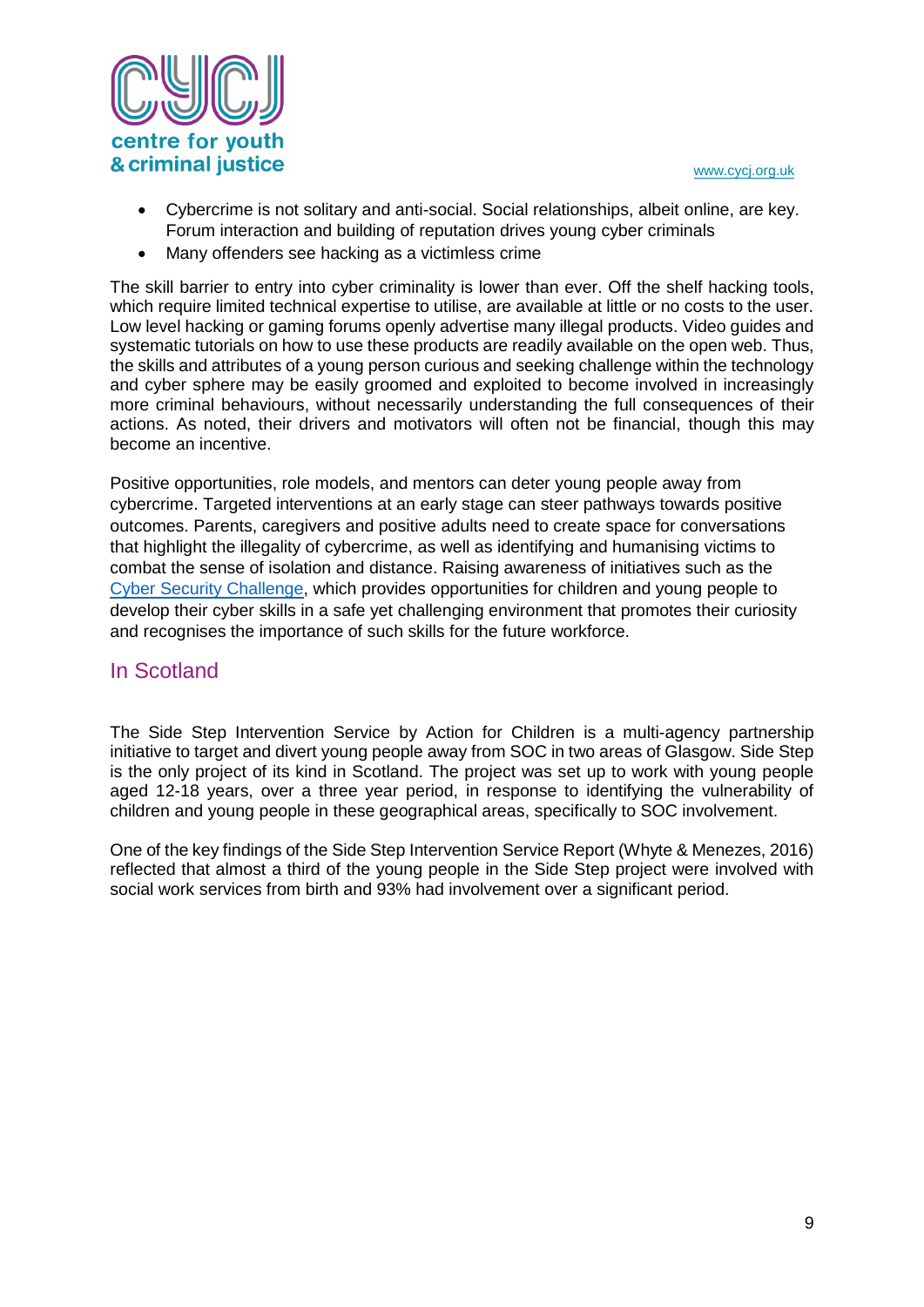- Cybercrime is not solitary and anti-social. Social relationships, albeit online, are key. Forum interaction and building of reputation drives young cyber criminals
- Many offenders see hacking as a victimless crime

The skill barrier to entry into cyber criminality is lower than ever. Off the shelf hacking tools, which require limited technical expertise to utilise, are available at little or no costs to the user. Low level hacking or gaming forums openly advertise many illegal products. Video guides and systematic tutorials on how to use these products are readily available on the open web. Thus, the skills and attributes of a young person curious and seeking challenge within the technology and cyber sphere may be easily groomed and exploited to become involved in increasingly more criminal behaviours, without necessarily understanding the full consequences of their actions. As noted, their drivers and motivators will often not be financial, though this may become an incentive.

Positive opportunities, role models, and mentors can deter young people away from cybercrime. Targeted interventions at an early stage can steer pathways towards positive outcomes. Parents, caregivers and positive adults need to create space for conversations that highlight the illegality of cybercrime, as well as identifying and humanising victims to combat the sense of isolation and distance. Raising awareness of initiatives such as the Cyber Security Challenge, which provides opportunities for children and young people to develop their cyber skills in a safe yet challenging environment that promotes their curiosity and recognises the importance of such skills for the future workforce.

## In Scotland

The Side Step Intervention Service by Action for Children is a multi-agency partnership initiative to target and divert young people away from SOC in two areas of Glasgow. Side Step is the only project of its kind in Scotland. The project was set up to work with young people aged 12-18 years, over a three year period, in response to identifying the vulnerability of children and young people in these geographical areas, specifically to SOC involvement.

One of the key findings of the Side Step Intervention Service Report (Whyte & Menezes, 2016) reflected that almost a third of the young people in the Side Step project were involved with social work services from birth and 93% had involvement over a significant period.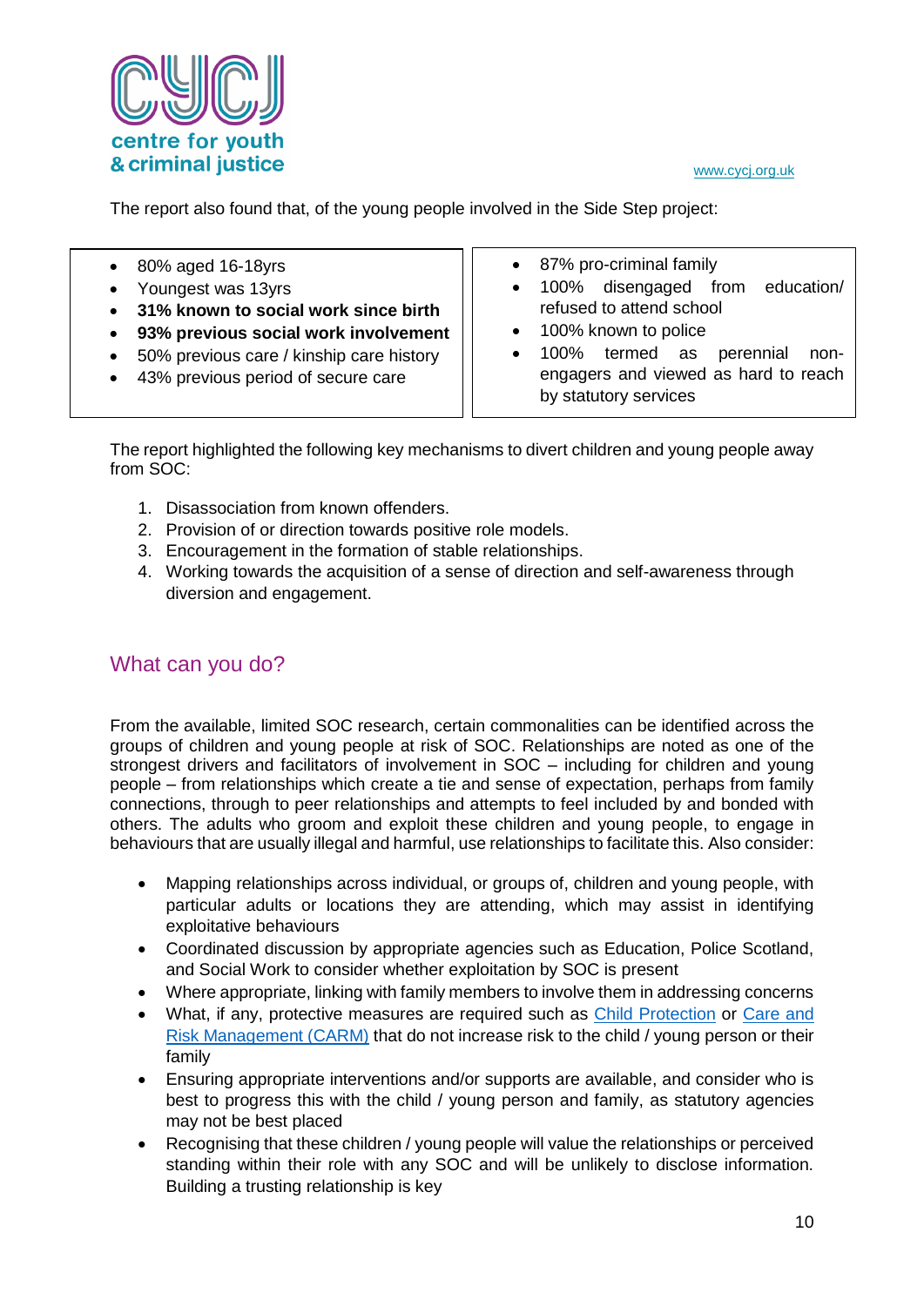The report also found that, of the young people involved in the Side Step project:

- 80% aged 16-18yrs
- Youngest was 13yrs
- **31% known to social work since birth**
- **93% previous social work involvement**
- 50% previous care / kinship care history
- 43% previous period of secure care

- 87% pro-criminal family
- 100% disengaged from education/ refused to attend school
- 100% known to police
- 100% termed as perennial non-engagers and viewed as hard to reach by statutory services

The report highlighted the following key mechanisms to divert children and young people away from SOC:

1. Disassociation from known offenders.
2. Provision of or direction towards positive role models.
3. Encouragement in the formation of stable relationships.
4. Working towards the acquisition of a sense of direction and self-awareness through diversion and engagement.

## What can you do?

From the available, limited SOC research, certain commonalities can be identified across the groups of children and young people at risk of SOC. Relationships are noted as one of the strongest drivers and facilitators of involvement in SOC – including for children and young people – from relationships which create a tie and sense of expectation, perhaps from family connections, through to peer relationships and attempts to feel included by and bonded with others. The adults who groom and exploit these children and young people, to engage in behaviours that are usually illegal and harmful, use relationships to facilitate this. Also consider:

- Mapping relationships across individual, or groups of, children and young people, with particular adults or locations they are attending, which may assist in identifying exploitative behaviours
- Coordinated discussion by appropriate agencies such as Education, Police Scotland, and Social Work to consider whether exploitation by SOC is present
- Where appropriate, linking with family members to involve them in addressing concerns
- What, if any, protective measures are required such as Child Protection or Care and Risk Management (CARM) that do not increase risk to the child / young person or their family
- Ensuring appropriate interventions and/or supports are available, and consider who is best to progress this with the child / young person and family, as statutory agencies may not be best placed
- Recognising that these children / young people will value the relationships or perceived standing within their role with any SOC and will be unlikely to disclose information. Building a trusting relationship is key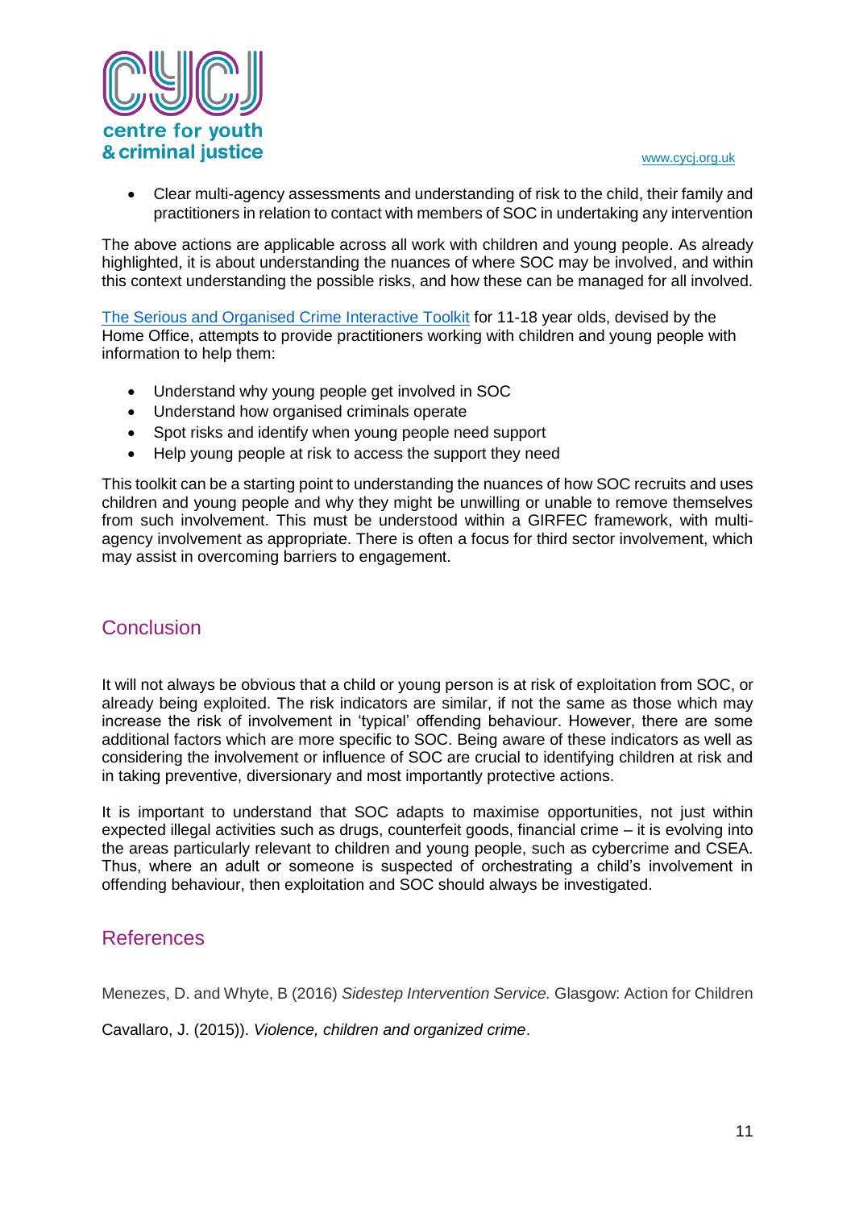- Clear multi-agency assessments and understanding of risk to the child, their family and practitioners in relation to contact with members of SOC in undertaking any intervention

The above actions are applicable across all work with children and young people. As already highlighted, it is about understanding the nuances of where SOC may be involved, and within this context understanding the possible risks, and how these can be managed for all involved.

The Serious and Organised Crime Interactive Toolkit for 11-18 year olds, devised by the Home Office, attempts to provide practitioners working with children and young people with information to help them:

- Understand why young people get involved in SOC
- Understand how organised criminals operate
- Spot risks and identify when young people need support
- Help young people at risk to access the support they need

This toolkit can be a starting point to understanding the nuances of how SOC recruits and uses children and young people and why they might be unwilling or unable to remove themselves from such involvement. This must be understood within a GIRFEC framework, with multi-agency involvement as appropriate. There is often a focus for third sector involvement, which may assist in overcoming barriers to engagement.

## Conclusion

It will not always be obvious that a child or young person is at risk of exploitation from SOC, or already being exploited. The risk indicators are similar, if not the same as those which may increase the risk of involvement in 'typical' offending behaviour. However, there are some additional factors which are more specific to SOC. Being aware of these indicators as well as considering the involvement or influence of SOC are crucial to identifying children at risk and in taking preventive, diversionary and most importantly protective actions.

It is important to understand that SOC adapts to maximise opportunities, not just within expected illegal activities such as drugs, counterfeit goods, financial crime – it is evolving into the areas particularly relevant to children and young people, such as cybercrime and CSEA. Thus, where an adult or someone is suspected of orchestrating a child's involvement in offending behaviour, then exploitation and SOC should always be investigated.

## References

Menezes, D. and Whyte, B (2016) *Sidestep Intervention Service.* Glasgow: Action for Children

Cavallaro, J. (2015)). *Violence, children and organized crime*.